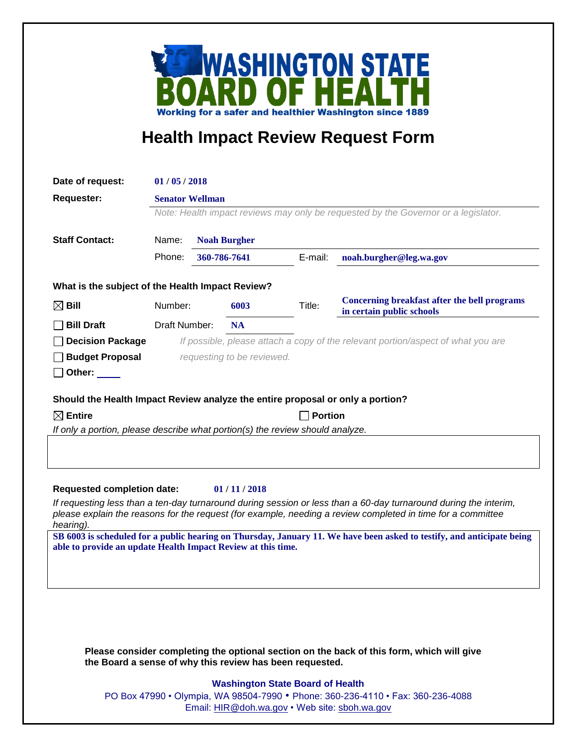# WASHINGTON STATE BOARD OF HEALTH

Working for a safer and healthier Washington since 1889

## Health Impact Review Request Form

**Date of request:** 01 / 05 / 2018

**Requester:** Senator Wellman

*Note: Health impact reviews may only be requested by the Governor or a legislator.*

**Staff Contact:**

Name: **Noah Burgher**

Phone: **360-786-7641** E-mail: **noah.burgher@leg.wa.gov**

**What is the subject of the Health Impact Review?**

- ☒ **Bill** Number: **6003** Title: **Concerning breakfast after the bell programs in certain public schools**
- ☐ **Bill Draft** Draft Number: **NA**
- ☐ **Decision Package**
- ☐ **Budget Proposal**
- ☐ **Other:** ____

*If possible, please attach a copy of the relevant portion/aspect of what you are requesting to be reviewed.*

**Should the Health Impact Review analyze the entire proposal or only a portion?**

☒ **Entire** ☐ **Portion**

*If only a portion, please describe what portion(s) the review should analyze.*

**Requested completion date:** 01 / 11 / 2018

*If requesting less than a ten-day turnaround during session or less than a 60-day turnaround during the interim, please explain the reasons for the request (for example, needing a review completed in time for a committee hearing).*

**SB 6003 is scheduled for a public hearing on Thursday, January 11. We have been asked to testify, and anticipate being able to provide an update Health Impact Review at this time.**

**Please consider completing the optional section on the back of this form, which will give the Board a sense of why this review has been requested.**

**Washington State Board of Health**

PO Box 47990 • Olympia, WA 98504-7990 • Phone: 360-236-4110 • Fax: 360-236-4088

Email: HIR@doh.wa.gov • Web site: sboh.wa.gov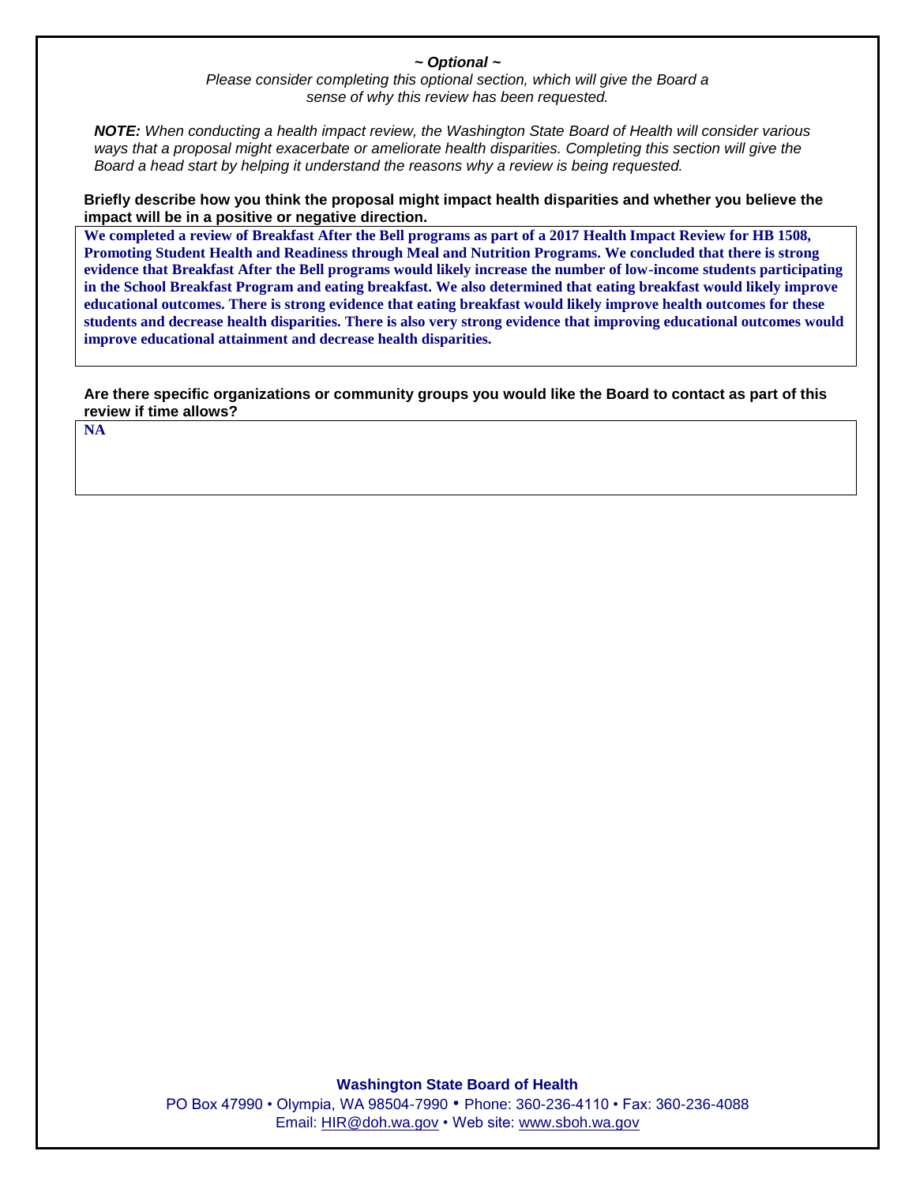***~ Optional ~***

*Please consider completing this optional section, which will give the Board a sense of why this review has been requested.*

***NOTE:*** *When conducting a health impact review, the Washington State Board of Health will consider various ways that a proposal might exacerbate or ameliorate health disparities. Completing this section will give the Board a head start by helping it understand the reasons why a review is being requested.*

**Briefly describe how you think the proposal might impact health disparities and whether you believe the impact will be in a positive or negative direction.**

**We completed a review of Breakfast After the Bell programs as part of a 2017 Health Impact Review for HB 1508, Promoting Student Health and Readiness through Meal and Nutrition Programs. We concluded that there is strong evidence that Breakfast After the Bell programs would likely increase the number of low-income students participating in the School Breakfast Program and eating breakfast. We also determined that eating breakfast would likely improve educational outcomes. There is strong evidence that eating breakfast would likely improve health outcomes for these students and decrease health disparities. There is also very strong evidence that improving educational outcomes would improve educational attainment and decrease health disparities.**

**Are there specific organizations or community groups you would like the Board to contact as part of this review if time allows?**

**NA**

**Washington State Board of Health**

PO Box 47990 • Olympia, WA 98504-7990 • Phone: 360-236-4110 • Fax: 360-236-4088

Email: HIR@doh.wa.gov • Web site: www.sboh.wa.gov